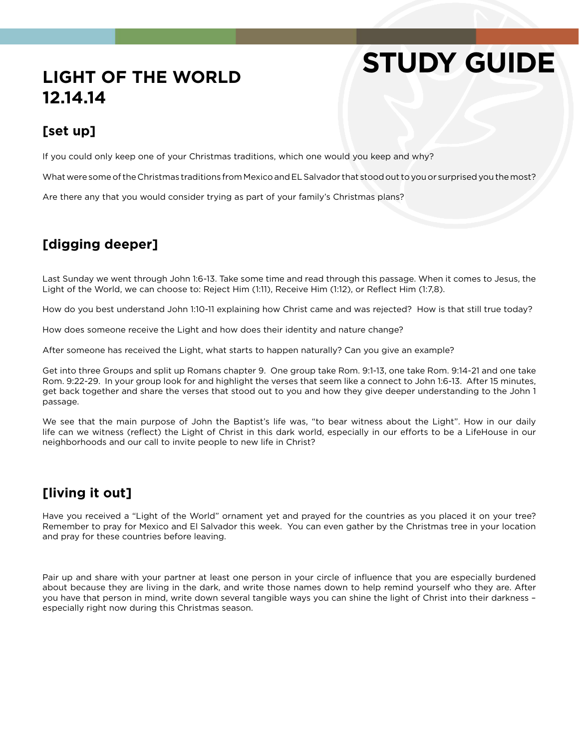# STUDY GUIDE

## LIGHT OF THE WORLD
## 12.14.14

### [set up]

If you could only keep one of your Christmas traditions, which one would you keep and why?

What were some of the Christmas traditions from Mexico and EL Salvador that stood out to you or surprised you the most?

Are there any that you would consider trying as part of your family's Christmas plans?

### [digging deeper]

Last Sunday we went through John 1:6-13. Take some time and read through this passage. When it comes to Jesus, the Light of the World, we can choose to: Reject Him (1:11), Receive Him (1:12), or Reflect Him (1:7,8).

How do you best understand John 1:10-11 explaining how Christ came and was rejected? How is that still true today?

How does someone receive the Light and how does their identity and nature change?

After someone has received the Light, what starts to happen naturally? Can you give an example?

Get into three Groups and split up Romans chapter 9. One group take Rom. 9:1-13, one take Rom. 9:14-21 and one take Rom. 9:22-29. In your group look for and highlight the verses that seem like a connect to John 1:6-13. After 15 minutes, get back together and share the verses that stood out to you and how they give deeper understanding to the John 1 passage.

We see that the main purpose of John the Baptist's life was, "to bear witness about the Light". How in our daily life can we witness (reflect) the Light of Christ in this dark world, especially in our efforts to be a LifeHouse in our neighborhoods and our call to invite people to new life in Christ?

### [living it out]

Have you received a "Light of the World" ornament yet and prayed for the countries as you placed it on your tree? Remember to pray for Mexico and El Salvador this week. You can even gather by the Christmas tree in your location and pray for these countries before leaving.

Pair up and share with your partner at least one person in your circle of influence that you are especially burdened about because they are living in the dark, and write those names down to help remind yourself who they are. After you have that person in mind, write down several tangible ways you can shine the light of Christ into their darkness – especially right now during this Christmas season.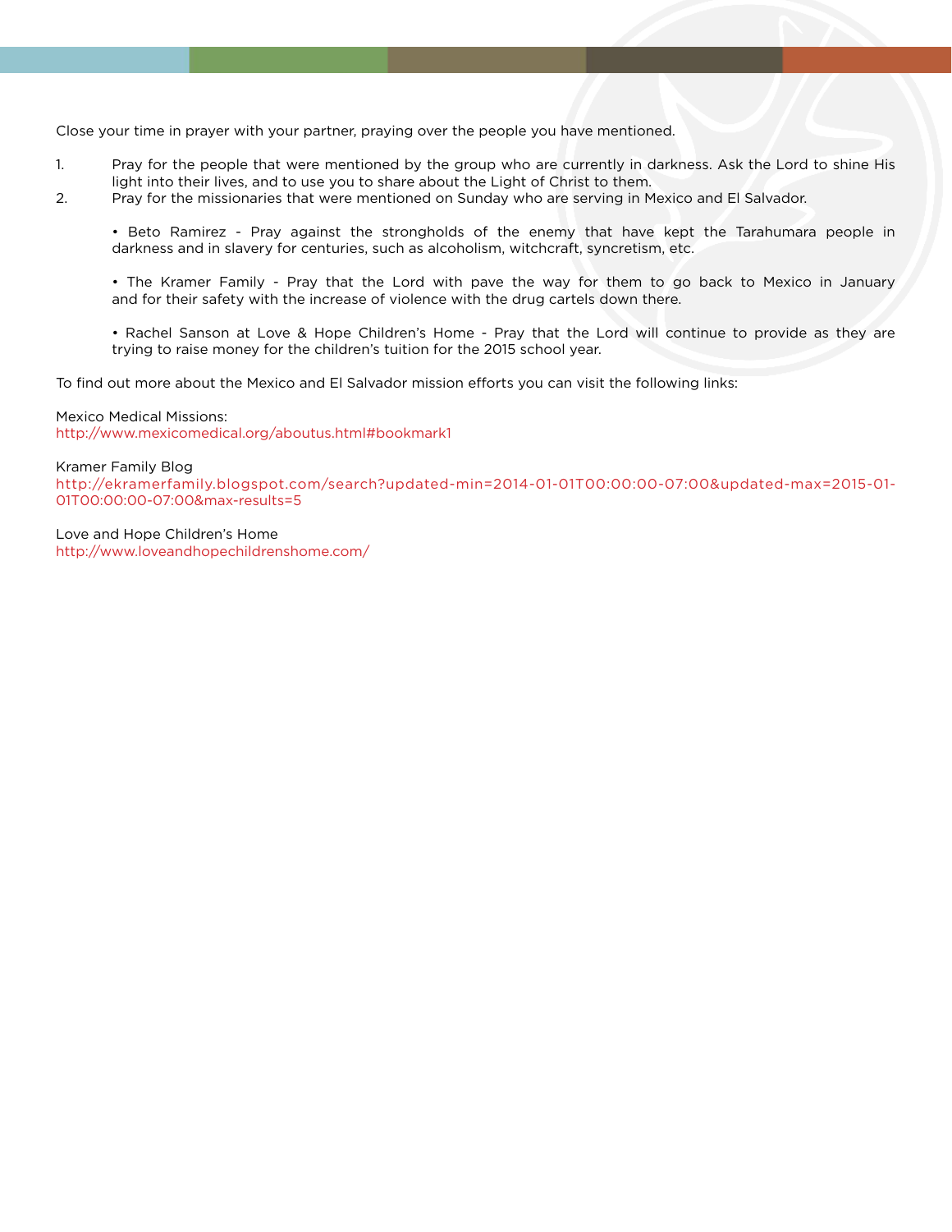Close your time in prayer with your partner, praying over the people you have mentioned.

1. Pray for the people that were mentioned by the group who are currently in darkness. Ask the Lord to shine His light into their lives, and to use you to share about the Light of Christ to them.
2. Pray for the missionaries that were mentioned on Sunday who are serving in Mexico and El Salvador.

   • Beto Ramirez - Pray against the strongholds of the enemy that have kept the Tarahumara people in darkness and in slavery for centuries, such as alcoholism, witchcraft, syncretism, etc.

   • The Kramer Family - Pray that the Lord with pave the way for them to go back to Mexico in January and for their safety with the increase of violence with the drug cartels down there.

   • Rachel Sanson at Love & Hope Children's Home - Pray that the Lord will continue to provide as they are trying to raise money for the children's tuition for the 2015 school year.

To find out more about the Mexico and El Salvador mission efforts you can visit the following links:

Mexico Medical Missions:
http://www.mexicomedical.org/aboutus.html#bookmark1

Kramer Family Blog
http://ekramerfamily.blogspot.com/search?updated-min=2014-01-01T00:00:00-07:00&updated-max=2015-01-01T00:00:00-07:00&max-results=5

Love and Hope Children's Home
http://www.loveandhopechildrenshome.com/